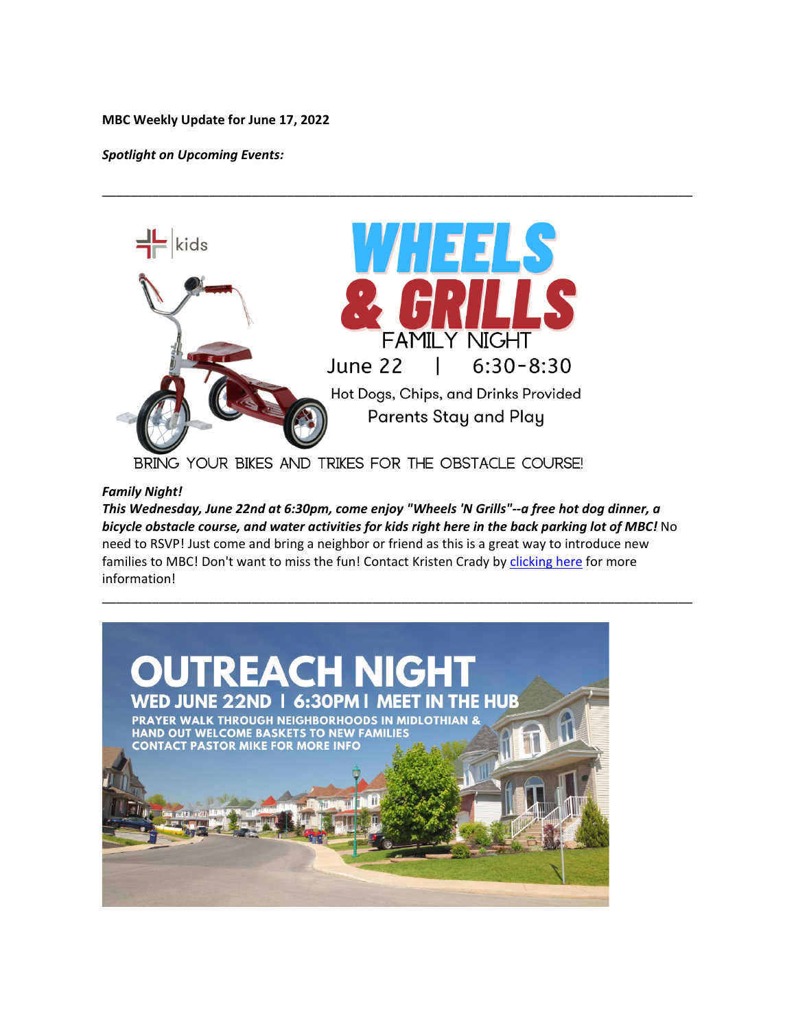**MBC Weekly Update for June 17, 2022**

***Spotlight on Upcoming Events:***

---

kids

WHEELS & GRILLS

FAMILY NIGHT

June 22 | 6:30-8:30

Hot Dogs, Chips, and Drinks Provided

Parents Stay and Play

BRING YOUR BIKES AND TRIKES FOR THE OBSTACLE COURSE!

***Family Night!***

***This Wednesday, June 22nd at 6:30pm, come enjoy "Wheels 'N Grills"--a free hot dog dinner, a bicycle obstacle course, and water activities for kids right here in the back parking lot of MBC!*** No need to RSVP! Just come and bring a neighbor or friend as this is a great way to introduce new families to MBC! Don't want to miss the fun! Contact Kristen Crady by clicking here for more information!

---

OUTREACH NIGHT

WED JUNE 22ND | 6:30PM | MEET IN THE HUB

PRAYER WALK THROUGH NEIGHBORHOODS IN MIDLOTHIAN & HAND OUT WELCOME BASKETS TO NEW FAMILIES

CONTACT PASTOR MIKE FOR MORE INFO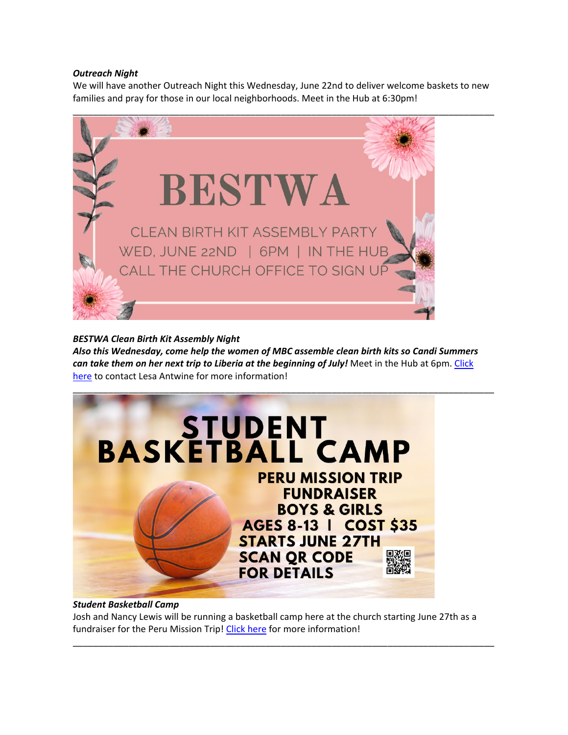***Outreach Night***

We will have another Outreach Night this Wednesday, June 22nd to deliver welcome baskets to new families and pray for those in our local neighborhoods. Meet in the Hub at 6:30pm!

---

BESTWA

CLEAN BIRTH KIT ASSEMBLY PARTY

WED, JUNE 22ND | 6PM | IN THE HUB

CALL THE CHURCH OFFICE TO SIGN UP

***BESTWA Clean Birth Kit Assembly Night***

***Also this Wednesday, come help the women of MBC assemble clean birth kits so Candi Summers can take them on her next trip to Liberia at the beginning of July!*** Meet in the Hub at 6pm. Click here to contact Lesa Antwine for more information!

---

STUDENT BASKETBALL CAMP

PERU MISSION TRIP FUNDRAISER

BOYS & GIRLS

AGES 8-13 | COST $35

STARTS JUNE 27TH

SCAN QR CODE FOR DETAILS

***Student Basketball Camp***

Josh and Nancy Lewis will be running a basketball camp here at the church starting June 27th as a fundraiser for the Peru Mission Trip! Click here for more information!

---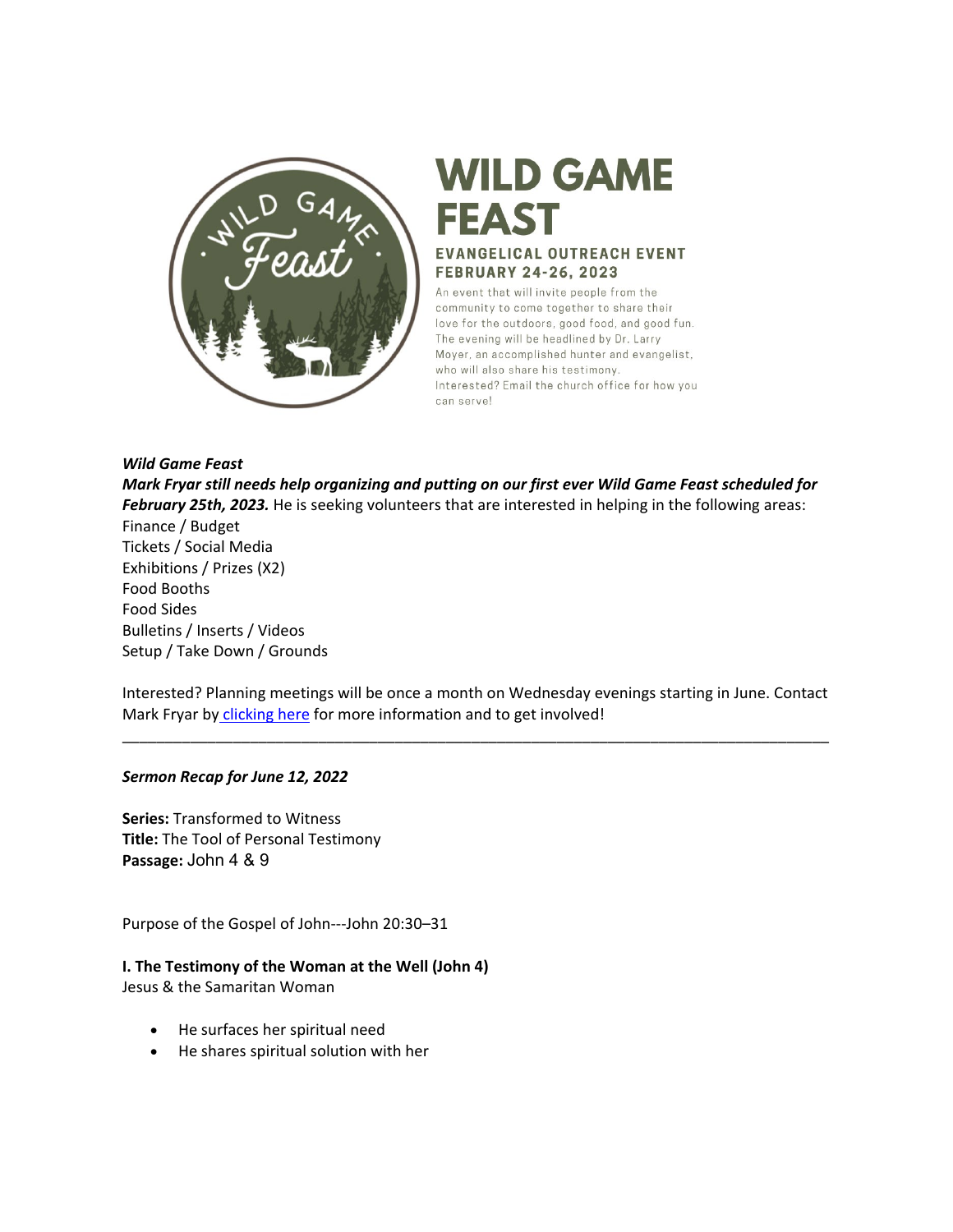# WILD GAME FEAST

**EVANGELICAL OUTREACH EVENT**
**FEBRUARY 24-26, 2023**

An event that will invite people from the community to come together to share their love for the outdoors, good food, and good fun. The evening will be headlined by Dr. Larry Moyer, an accomplished hunter and evangelist, who will also share his testimony. Interested? Email the church office for how you can serve!

***Wild Game Feast***

***Mark Fryar still needs help organizing and putting on our first ever Wild Game Feast scheduled for February 25th, 2023.*** He is seeking volunteers that are interested in helping in the following areas:

Finance / Budget
Tickets / Social Media
Exhibitions / Prizes (X2)
Food Booths
Food Sides
Bulletins / Inserts / Videos
Setup / Take Down / Grounds

Interested? Planning meetings will be once a month on Wednesday evenings starting in June. Contact Mark Fryar by clicking here for more information and to get involved!

---

***Sermon Recap for June 12, 2022***

**Series:** Transformed to Witness
**Title:** The Tool of Personal Testimony
**Passage:** John 4 & 9

Purpose of the Gospel of John---John 20:30–31

**I. The Testimony of the Woman at the Well (John 4)**
Jesus & the Samaritan Woman

- He surfaces her spiritual need
- He shares spiritual solution with her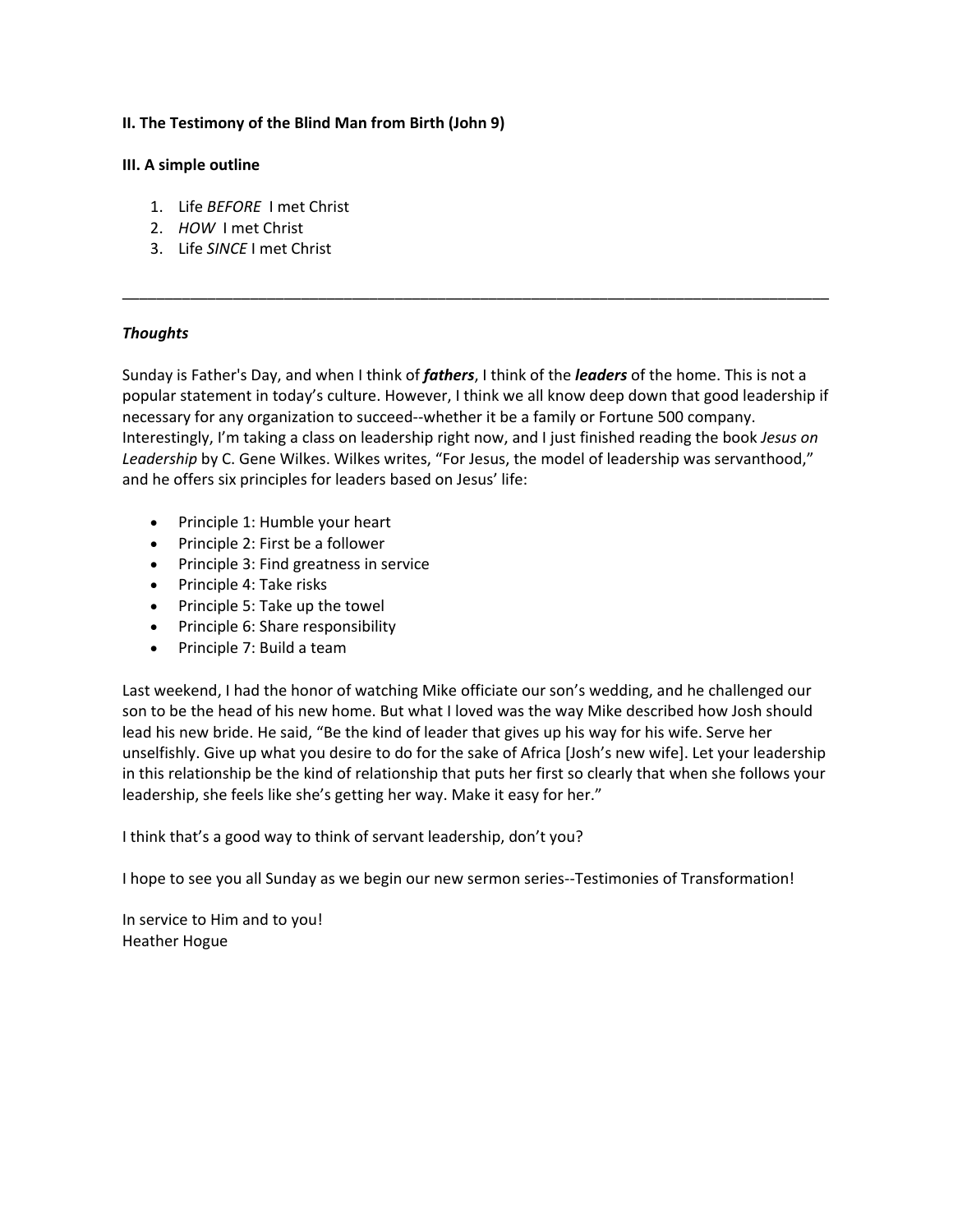**II. The Testimony of the Blind Man from Birth (John 9)**

**III. A simple outline**

1. Life *BEFORE* I met Christ
2. *HOW* I met Christ
3. Life *SINCE* I met Christ

---

***Thoughts***

Sunday is Father's Day, and when I think of ***fathers***, I think of the ***leaders*** of the home. This is not a popular statement in today's culture. However, I think we all know deep down that good leadership if necessary for any organization to succeed--whether it be a family or Fortune 500 company. Interestingly, I'm taking a class on leadership right now, and I just finished reading the book *Jesus on Leadership* by C. Gene Wilkes. Wilkes writes, "For Jesus, the model of leadership was servanthood," and he offers six principles for leaders based on Jesus' life:

- Principle 1: Humble your heart
- Principle 2: First be a follower
- Principle 3: Find greatness in service
- Principle 4: Take risks
- Principle 5: Take up the towel
- Principle 6: Share responsibility
- Principle 7: Build a team

Last weekend, I had the honor of watching Mike officiate our son's wedding, and he challenged our son to be the head of his new home. But what I loved was the way Mike described how Josh should lead his new bride. He said, "Be the kind of leader that gives up his way for his wife. Serve her unselfishly. Give up what you desire to do for the sake of Africa [Josh's new wife]. Let your leadership in this relationship be the kind of relationship that puts her first so clearly that when she follows your leadership, she feels like she's getting her way. Make it easy for her."

I think that's a good way to think of servant leadership, don't you?

I hope to see you all Sunday as we begin our new sermon series--Testimonies of Transformation!

In service to Him and to you!
Heather Hogue